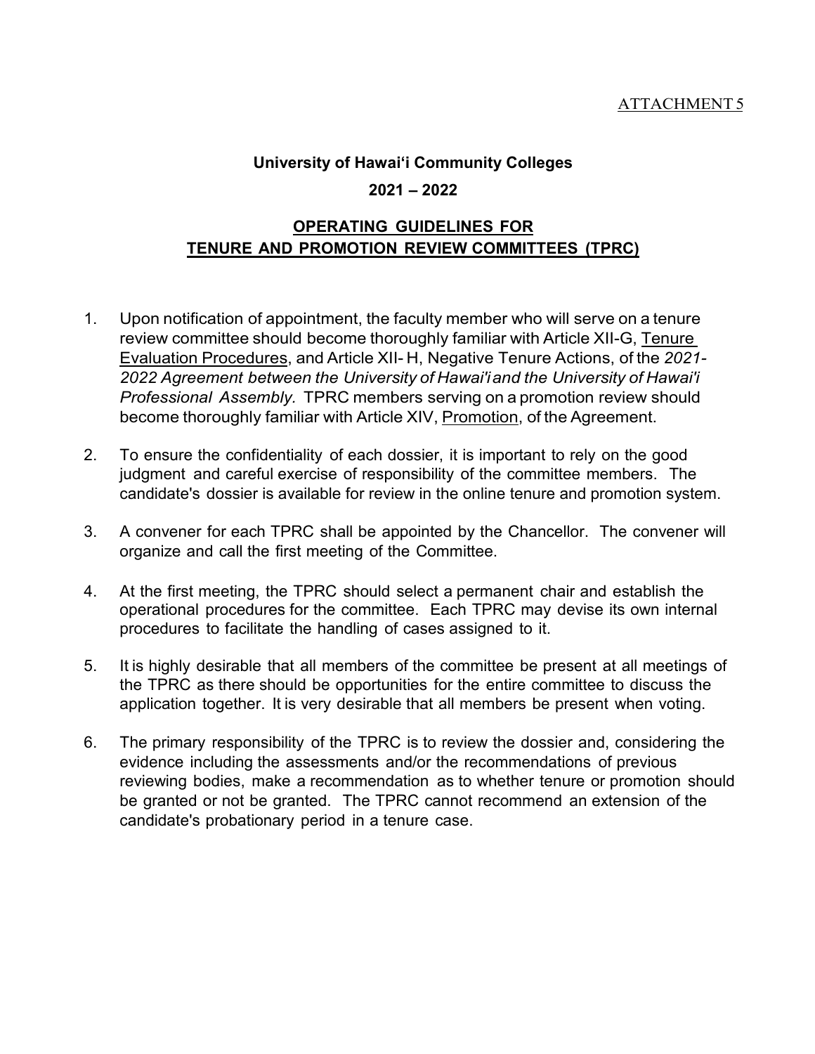ATTACHMENT 5

**University of Hawai'i Community Colleges**

**2021 – 2022**

## OPERATING GUIDELINES FOR TENURE AND PROMOTION REVIEW COMMITTEES (TPRC)

1. Upon notification of appointment, the faculty member who will serve on a tenure review committee should become thoroughly familiar with Article XII-G, Tenure Evaluation Procedures, and Article XII- H, Negative Tenure Actions, of the *2021-2022 Agreement between the University of Hawai'i and the University of Hawai'i Professional Assembly.* TPRC members serving on a promotion review should become thoroughly familiar with Article XIV, Promotion, of the Agreement.

2. To ensure the confidentiality of each dossier, it is important to rely on the good judgment and careful exercise of responsibility of the committee members. The candidate's dossier is available for review in the online tenure and promotion system.

3. A convener for each TPRC shall be appointed by the Chancellor. The convener will organize and call the first meeting of the Committee.

4. At the first meeting, the TPRC should select a permanent chair and establish the operational procedures for the committee. Each TPRC may devise its own internal procedures to facilitate the handling of cases assigned to it.

5. It is highly desirable that all members of the committee be present at all meetings of the TPRC as there should be opportunities for the entire committee to discuss the application together. It is very desirable that all members be present when voting.

6. The primary responsibility of the TPRC is to review the dossier and, considering the evidence including the assessments and/or the recommendations of previous reviewing bodies, make a recommendation as to whether tenure or promotion should be granted or not be granted. The TPRC cannot recommend an extension of the candidate's probationary period in a tenure case.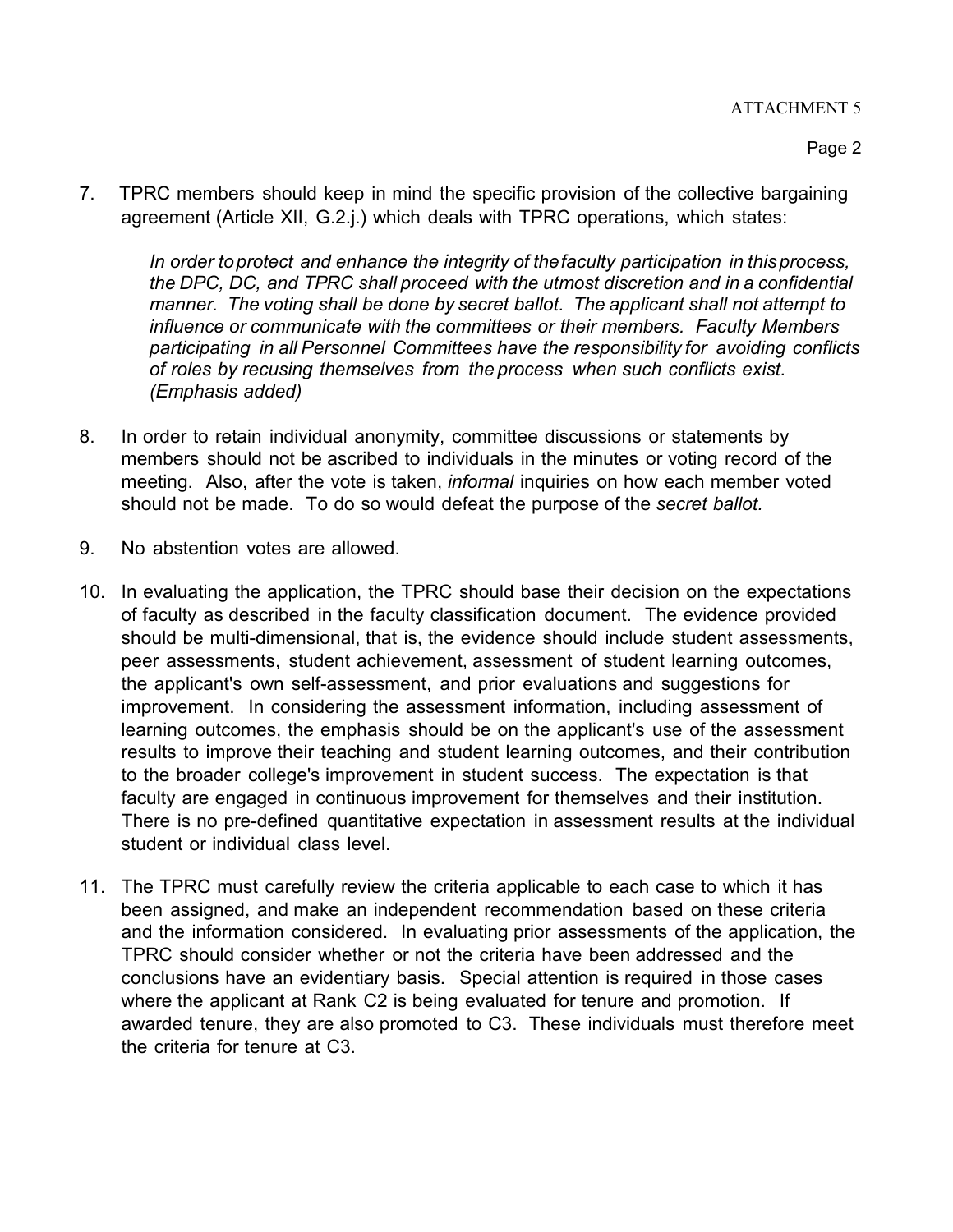ATTACHMENT 5

7. TPRC members should keep in mind the specific provision of the collective bargaining agreement (Article XII, G.2.j.) which deals with TPRC operations, which states:

   *In order to protect and enhance the integrity of the faculty participation in this process, the DPC, DC, and TPRC shall proceed with the utmost discretion and in a confidential manner. The voting shall be done by secret ballot. The applicant shall not attempt to influence or communicate with the committees or their members. Faculty Members participating in all Personnel Committees have the responsibility for avoiding conflicts of roles by recusing themselves from the process when such conflicts exist. (Emphasis added)*

8. In order to retain individual anonymity, committee discussions or statements by members should not be ascribed to individuals in the minutes or voting record of the meeting. Also, after the vote is taken, *informal* inquiries on how each member voted should not be made. To do so would defeat the purpose of the *secret ballot.*

9. No abstention votes are allowed.

10. In evaluating the application, the TPRC should base their decision on the expectations of faculty as described in the faculty classification document. The evidence provided should be multi-dimensional, that is, the evidence should include student assessments, peer assessments, student achievement, assessment of student learning outcomes, the applicant's own self-assessment, and prior evaluations and suggestions for improvement. In considering the assessment information, including assessment of learning outcomes, the emphasis should be on the applicant's use of the assessment results to improve their teaching and student learning outcomes, and their contribution to the broader college's improvement in student success. The expectation is that faculty are engaged in continuous improvement for themselves and their institution. There is no pre-defined quantitative expectation in assessment results at the individual student or individual class level.

11. The TPRC must carefully review the criteria applicable to each case to which it has been assigned, and make an independent recommendation based on these criteria and the information considered. In evaluating prior assessments of the application, the TPRC should consider whether or not the criteria have been addressed and the conclusions have an evidentiary basis. Special attention is required in those cases where the applicant at Rank C2 is being evaluated for tenure and promotion. If awarded tenure, they are also promoted to C3. These individuals must therefore meet the criteria for tenure at C3.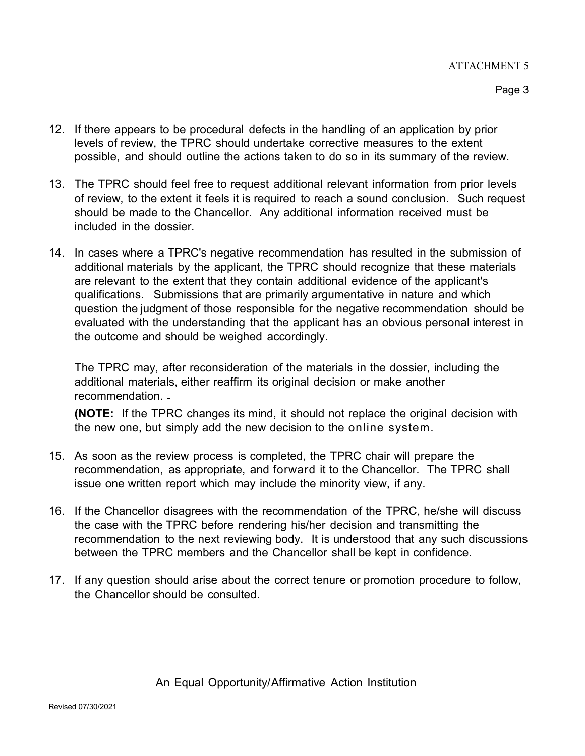12. If there appears to be procedural defects in the handling of an application by prior levels of review, the TPRC should undertake corrective measures to the extent possible, and should outline the actions taken to do so in its summary of the review.

13. The TPRC should feel free to request additional relevant information from prior levels of review, to the extent it feels it is required to reach a sound conclusion. Such request should be made to the Chancellor. Any additional information received must be included in the dossier.

14. In cases where a TPRC's negative recommendation has resulted in the submission of additional materials by the applicant, the TPRC should recognize that these materials are relevant to the extent that they contain additional evidence of the applicant's qualifications. Submissions that are primarily argumentative in nature and which question the judgment of those responsible for the negative recommendation should be evaluated with the understanding that the applicant has an obvious personal interest in the outcome and should be weighed accordingly.

    The TPRC may, after reconsideration of the materials in the dossier, including the additional materials, either reaffirm its original decision or make another recommendation.

    **(NOTE:** If the TPRC changes its mind, it should not replace the original decision with the new one, but simply add the new decision to the online system.

15. As soon as the review process is completed, the TPRC chair will prepare the recommendation, as appropriate, and forward it to the Chancellor. The TPRC shall issue one written report which may include the minority view, if any.

16. If the Chancellor disagrees with the recommendation of the TPRC, he/she will discuss the case with the TPRC before rendering his/her decision and transmitting the recommendation to the next reviewing body. It is understood that any such discussions between the TPRC members and the Chancellor shall be kept in confidence.

17. If any question should arise about the correct tenure or promotion procedure to follow, the Chancellor should be consulted.

An Equal Opportunity/Affirmative Action Institution

Revised 07/30/2021